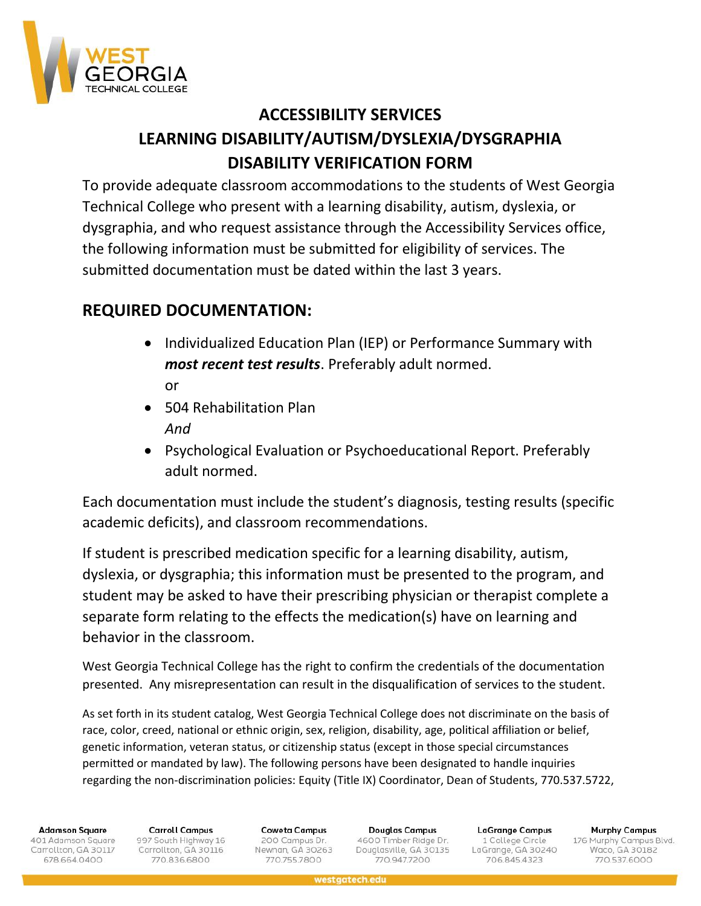# ACCESSIBILITY SERVICES
# LEARNING DISABILITY/AUTISM/DYSLEXIA/DYSGRAPHIA
# DISABILITY VERIFICATION FORM

To provide adequate classroom accommodations to the students of West Georgia Technical College who present with a learning disability, autism, dyslexia, or dysgraphia, and who request assistance through the Accessibility Services office, the following information must be submitted for eligibility of services. The submitted documentation must be dated within the last 3 years.

## REQUIRED DOCUMENTATION:

- Individualized Education Plan (IEP) or Performance Summary with ***most recent test results***. Preferably adult normed.
  or
- 504 Rehabilitation Plan
  *And*
- Psychological Evaluation or Psychoeducational Report. Preferably adult normed.

Each documentation must include the student's diagnosis, testing results (specific academic deficits), and classroom recommendations.

If student is prescribed medication specific for a learning disability, autism, dyslexia, or dysgraphia; this information must be presented to the program, and student may be asked to have their prescribing physician or therapist complete a separate form relating to the effects the medication(s) have on learning and behavior in the classroom.

West Georgia Technical College has the right to confirm the credentials of the documentation presented. Any misrepresentation can result in the disqualification of services to the student.

As set forth in its student catalog, West Georgia Technical College does not discriminate on the basis of race, color, creed, national or ethnic origin, sex, religion, disability, age, political affiliation or belief, genetic information, veteran status, or citizenship status (except in those special circumstances permitted or mandated by law). The following persons have been designated to handle inquiries regarding the non-discrimination policies: Equity (Title IX) Coordinator, Dean of Students, 770.537.5722,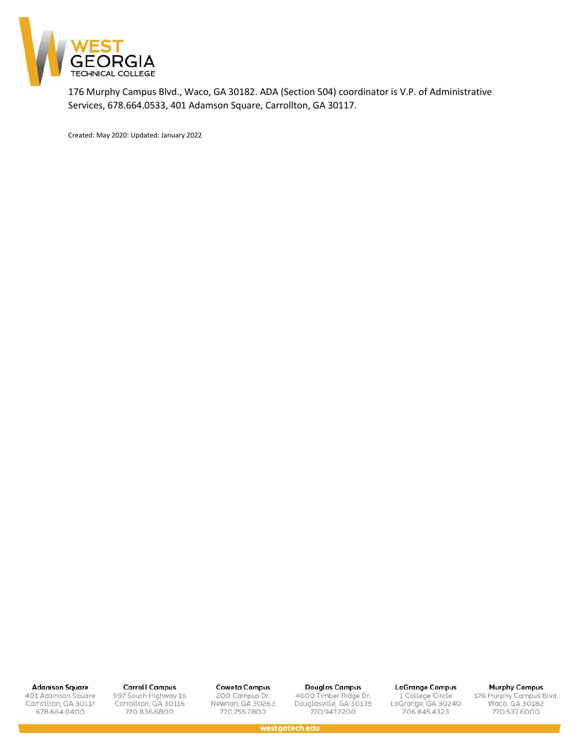176 Murphy Campus Blvd., Waco, GA 30182. ADA (Section 504) coordinator is V.P. of Administrative Services, 678.664.0533, 401 Adamson Square, Carrollton, GA 30117.

Created: May 2020: Updated: January 2022